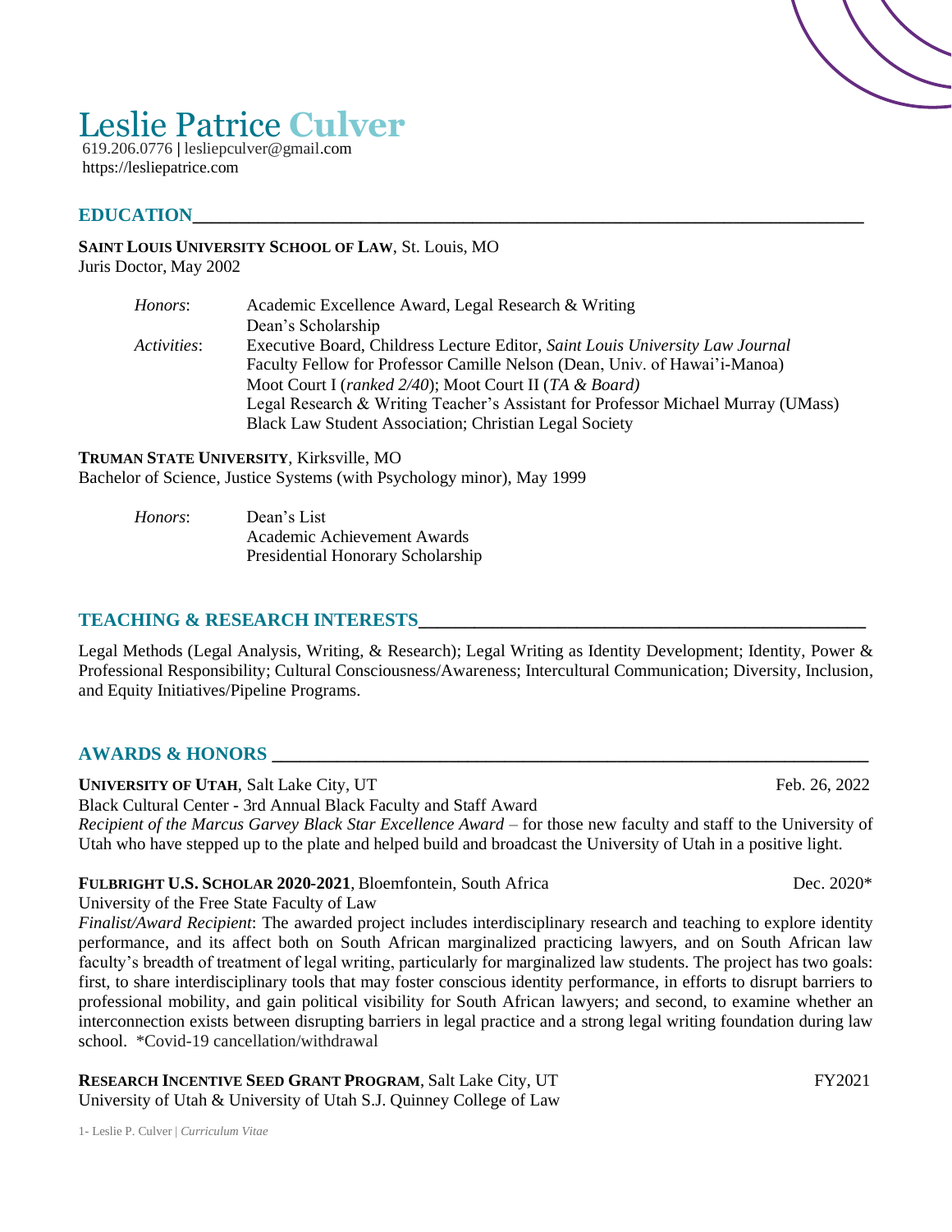# Leslie Patrice **Culver**

619.206.0776 | lesliepculver@gmail.com
https://lesliepatrice.com

## EDUCATION

**SAINT LOUIS UNIVERSITY SCHOOL OF LAW**, St. Louis, MO
Juris Doctor, May 2002

*Honors*: Academic Excellence Award, Legal Research & Writing
Dean's Scholarship

*Activities*: Executive Board, Childress Lecture Editor, *Saint Louis University Law Journal*
Faculty Fellow for Professor Camille Nelson (Dean, Univ. of Hawai'i-Manoa)
Moot Court I (*ranked 2/40*); Moot Court II (*TA & Board)*
Legal Research & Writing Teacher's Assistant for Professor Michael Murray (UMass)
Black Law Student Association; Christian Legal Society

**TRUMAN STATE UNIVERSITY**, Kirksville, MO
Bachelor of Science, Justice Systems (with Psychology minor), May 1999

*Honors*: Dean's List
Academic Achievement Awards
Presidential Honorary Scholarship

## TEACHING & RESEARCH INTERESTS

Legal Methods (Legal Analysis, Writing, & Research); Legal Writing as Identity Development; Identity, Power & Professional Responsibility; Cultural Consciousness/Awareness; Intercultural Communication; Diversity, Inclusion, and Equity Initiatives/Pipeline Programs.

## AWARDS & HONORS

**UNIVERSITY OF UTAH**, Salt Lake City, UT — Feb. 26, 2022
Black Cultural Center - 3rd Annual Black Faculty and Staff Award
*Recipient of the Marcus Garvey Black Star Excellence Award* – for those new faculty and staff to the University of Utah who have stepped up to the plate and helped build and broadcast the University of Utah in a positive light.

**FULBRIGHT U.S. SCHOLAR 2020-2021**, Bloemfontein, South Africa — Dec. 2020*
University of the Free State Faculty of Law
*Finalist/Award Recipient*: The awarded project includes interdisciplinary research and teaching to explore identity performance, and its affect both on South African marginalized practicing lawyers, and on South African law faculty's breadth of treatment of legal writing, particularly for marginalized law students. The project has two goals: first, to share interdisciplinary tools that may foster conscious identity performance, in efforts to disrupt barriers to professional mobility, and gain political visibility for South African lawyers; and second, to examine whether an interconnection exists between disrupting barriers in legal practice and a strong legal writing foundation during law school. *Covid-19 cancellation/withdrawal

**RESEARCH INCENTIVE SEED GRANT PROGRAM**, Salt Lake City, UT — FY2021
University of Utah & University of Utah S.J. Quinney College of Law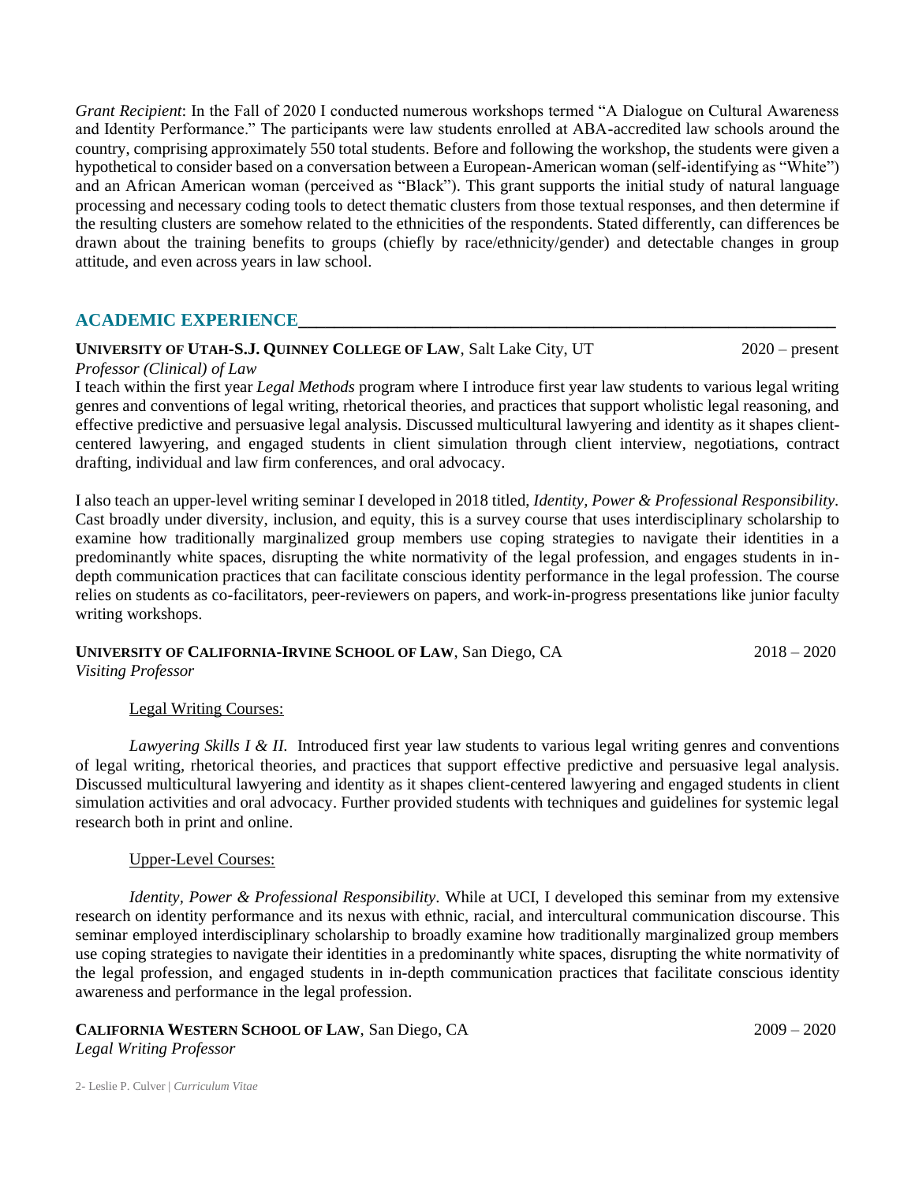*Grant Recipient*: In the Fall of 2020 I conducted numerous workshops termed "A Dialogue on Cultural Awareness and Identity Performance." The participants were law students enrolled at ABA-accredited law schools around the country, comprising approximately 550 total students. Before and following the workshop, the students were given a hypothetical to consider based on a conversation between a European-American woman (self-identifying as "White") and an African American woman (perceived as "Black"). This grant supports the initial study of natural language processing and necessary coding tools to detect thematic clusters from those textual responses, and then determine if the resulting clusters are somehow related to the ethnicities of the respondents. Stated differently, can differences be drawn about the training benefits to groups (chiefly by race/ethnicity/gender) and detectable changes in group attitude, and even across years in law school.

## ACADEMIC EXPERIENCE

**UNIVERSITY OF UTAH-S.J. QUINNEY COLLEGE OF LAW**, Salt Lake City, UT — 2020 – present
*Professor (Clinical) of Law*

I teach within the first year *Legal Methods* program where I introduce first year law students to various legal writing genres and conventions of legal writing, rhetorical theories, and practices that support wholistic legal reasoning, and effective predictive and persuasive legal analysis. Discussed multicultural lawyering and identity as it shapes client-centered lawyering, and engaged students in client simulation through client interview, negotiations, contract drafting, individual and law firm conferences, and oral advocacy.

I also teach an upper-level writing seminar I developed in 2018 titled, *Identity, Power & Professional Responsibility*. Cast broadly under diversity, inclusion, and equity, this is a survey course that uses interdisciplinary scholarship to examine how traditionally marginalized group members use coping strategies to navigate their identities in a predominantly white spaces, disrupting the white normativity of the legal profession, and engages students in in-depth communication practices that can facilitate conscious identity performance in the legal profession. The course relies on students as co-facilitators, peer-reviewers on papers, and work-in-progress presentations like junior faculty writing workshops.

**UNIVERSITY OF CALIFORNIA-IRVINE SCHOOL OF LAW**, San Diego, CA — 2018 – 2020
*Visiting Professor*

Legal Writing Courses:

*Lawyering Skills I & II.* Introduced first year law students to various legal writing genres and conventions of legal writing, rhetorical theories, and practices that support effective predictive and persuasive legal analysis. Discussed multicultural lawyering and identity as it shapes client-centered lawyering and engaged students in client simulation activities and oral advocacy. Further provided students with techniques and guidelines for systemic legal research both in print and online.

Upper-Level Courses:

*Identity, Power & Professional Responsibility*. While at UCI, I developed this seminar from my extensive research on identity performance and its nexus with ethnic, racial, and intercultural communication discourse. This seminar employed interdisciplinary scholarship to broadly examine how traditionally marginalized group members use coping strategies to navigate their identities in a predominantly white spaces, disrupting the white normativity of the legal profession, and engaged students in in-depth communication practices that facilitate conscious identity awareness and performance in the legal profession.

**CALIFORNIA WESTERN SCHOOL OF LAW**, San Diego, CA — 2009 – 2020
*Legal Writing Professor*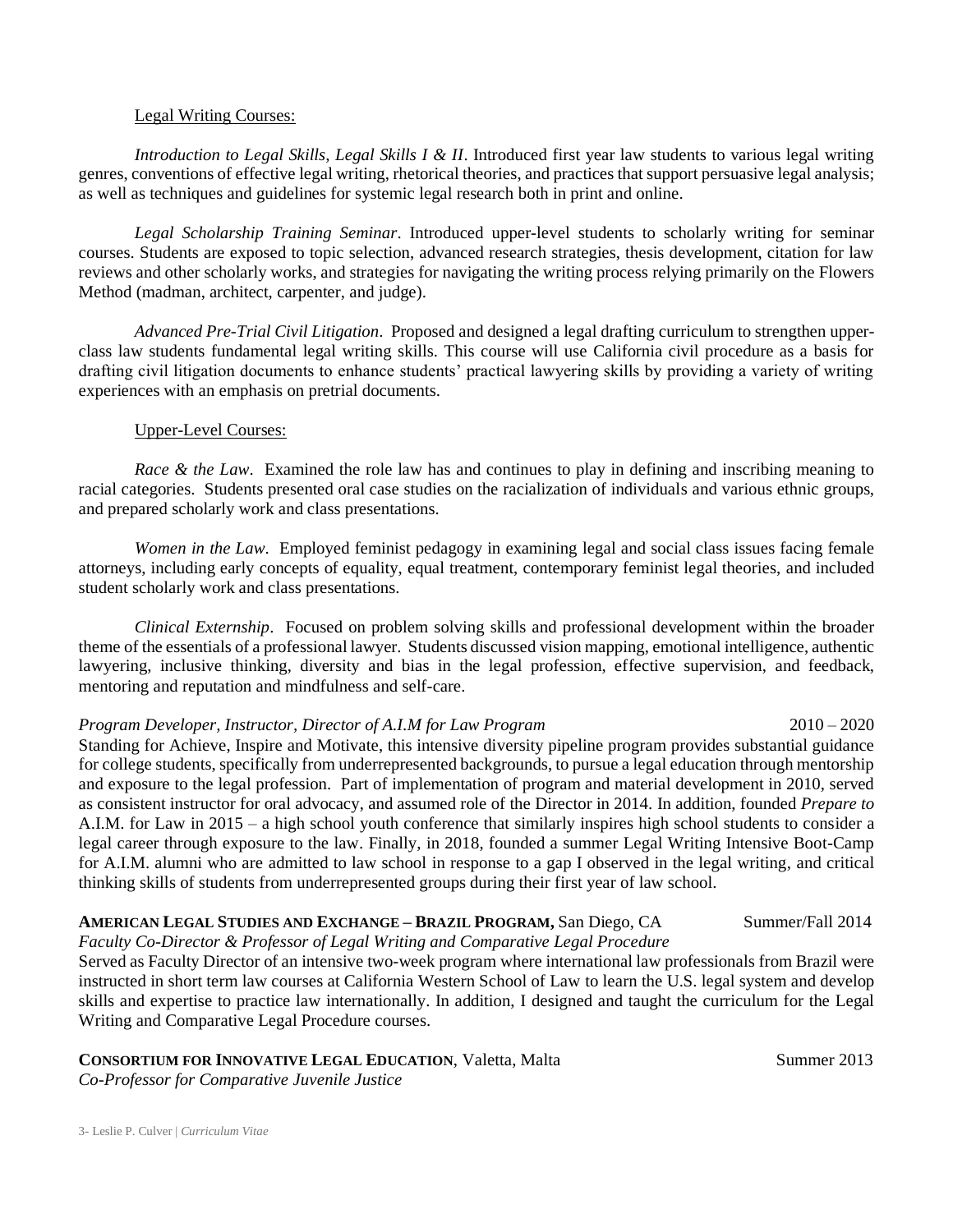Legal Writing Courses:

*Introduction to Legal Skills, Legal Skills I & II*. Introduced first year law students to various legal writing genres, conventions of effective legal writing, rhetorical theories, and practices that support persuasive legal analysis; as well as techniques and guidelines for systemic legal research both in print and online.

*Legal Scholarship Training Seminar*. Introduced upper-level students to scholarly writing for seminar courses. Students are exposed to topic selection, advanced research strategies, thesis development, citation for law reviews and other scholarly works, and strategies for navigating the writing process relying primarily on the Flowers Method (madman, architect, carpenter, and judge).

*Advanced Pre-Trial Civil Litigation*. Proposed and designed a legal drafting curriculum to strengthen upper-class law students fundamental legal writing skills. This course will use California civil procedure as a basis for drafting civil litigation documents to enhance students' practical lawyering skills by providing a variety of writing experiences with an emphasis on pretrial documents.

Upper-Level Courses:

*Race & the Law*. Examined the role law has and continues to play in defining and inscribing meaning to racial categories. Students presented oral case studies on the racialization of individuals and various ethnic groups, and prepared scholarly work and class presentations.

*Women in the Law*. Employed feminist pedagogy in examining legal and social class issues facing female attorneys, including early concepts of equality, equal treatment, contemporary feminist legal theories, and included student scholarly work and class presentations.

*Clinical Externship*. Focused on problem solving skills and professional development within the broader theme of the essentials of a professional lawyer. Students discussed vision mapping, emotional intelligence, authentic lawyering, inclusive thinking, diversity and bias in the legal profession, effective supervision, and feedback, mentoring and reputation and mindfulness and self-care.

*Program Developer, Instructor, Director of A.I.M for Law Program* 2010 – 2020

Standing for Achieve, Inspire and Motivate, this intensive diversity pipeline program provides substantial guidance for college students, specifically from underrepresented backgrounds, to pursue a legal education through mentorship and exposure to the legal profession. Part of implementation of program and material development in 2010, served as consistent instructor for oral advocacy, and assumed role of the Director in 2014. In addition, founded *Prepare to* A.I.M. for Law in 2015 – a high school youth conference that similarly inspires high school students to consider a legal career through exposure to the law. Finally, in 2018, founded a summer Legal Writing Intensive Boot-Camp for A.I.M. alumni who are admitted to law school in response to a gap I observed in the legal writing, and critical thinking skills of students from underrepresented groups during their first year of law school.

**AMERICAN LEGAL STUDIES AND EXCHANGE – BRAZIL PROGRAM,** San Diego, CA Summer/Fall 2014

*Faculty Co-Director & Professor of Legal Writing and Comparative Legal Procedure*

Served as Faculty Director of an intensive two-week program where international law professionals from Brazil were instructed in short term law courses at California Western School of Law to learn the U.S. legal system and develop skills and expertise to practice law internationally. In addition, I designed and taught the curriculum for the Legal Writing and Comparative Legal Procedure courses.

**CONSORTIUM FOR INNOVATIVE LEGAL EDUCATION**, Valetta, Malta Summer 2013

*Co-Professor for Comparative Juvenile Justice*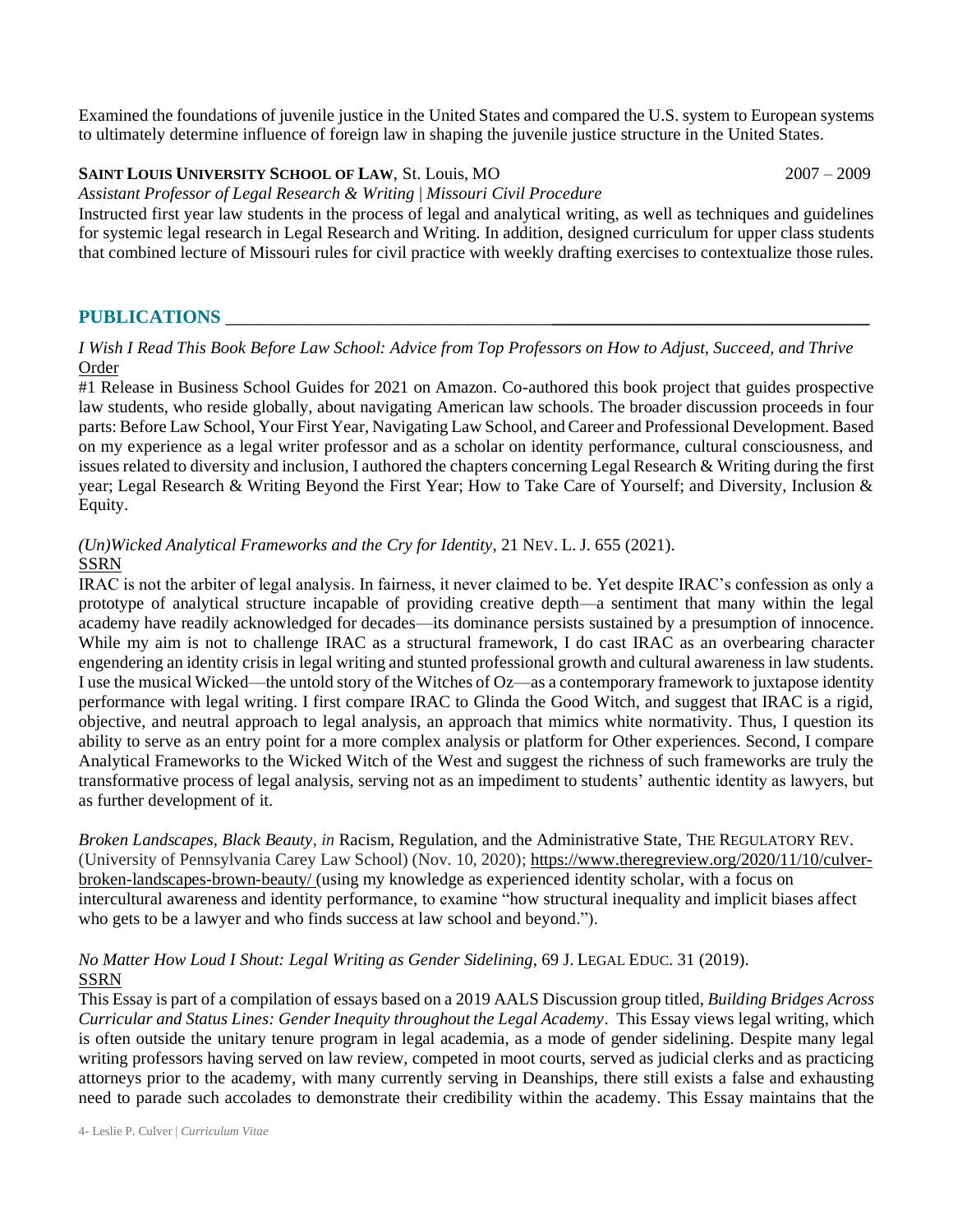Examined the foundations of juvenile justice in the United States and compared the U.S. system to European systems to ultimately determine influence of foreign law in shaping the juvenile justice structure in the United States.

**SAINT LOUIS UNIVERSITY SCHOOL OF LAW**, St. Louis, MO 2007 – 2009

*Assistant Professor of Legal Research & Writing | Missouri Civil Procedure*

Instructed first year law students in the process of legal and analytical writing, as well as techniques and guidelines for systemic legal research in Legal Research and Writing. In addition, designed curriculum for upper class students that combined lecture of Missouri rules for civil practice with weekly drafting exercises to contextualize those rules.

## PUBLICATIONS

*I Wish I Read This Book Before Law School: Advice from Top Professors on How to Adjust, Succeed, and Thrive*
Order

#1 Release in Business School Guides for 2021 on Amazon. Co-authored this book project that guides prospective law students, who reside globally, about navigating American law schools. The broader discussion proceeds in four parts: Before Law School, Your First Year, Navigating Law School, and Career and Professional Development. Based on my experience as a legal writer professor and as a scholar on identity performance, cultural consciousness, and issues related to diversity and inclusion, I authored the chapters concerning Legal Research & Writing during the first year; Legal Research & Writing Beyond the First Year; How to Take Care of Yourself; and Diversity, Inclusion & Equity.

*(Un)Wicked Analytical Frameworks and the Cry for Identity*, 21 NEV. L. J. 655 (2021).
SSRN

IRAC is not the arbiter of legal analysis. In fairness, it never claimed to be. Yet despite IRAC's confession as only a prototype of analytical structure incapable of providing creative depth—a sentiment that many within the legal academy have readily acknowledged for decades—its dominance persists sustained by a presumption of innocence. While my aim is not to challenge IRAC as a structural framework, I do cast IRAC as an overbearing character engendering an identity crisis in legal writing and stunted professional growth and cultural awareness in law students. I use the musical Wicked—the untold story of the Witches of Oz—as a contemporary framework to juxtapose identity performance with legal writing. I first compare IRAC to Glinda the Good Witch, and suggest that IRAC is a rigid, objective, and neutral approach to legal analysis, an approach that mimics white normativity. Thus, I question its ability to serve as an entry point for a more complex analysis or platform for Other experiences. Second, I compare Analytical Frameworks to the Wicked Witch of the West and suggest the richness of such frameworks are truly the transformative process of legal analysis, serving not as an impediment to students' authentic identity as lawyers, but as further development of it.

*Broken Landscapes, Black Beauty*, *in* Racism, Regulation, and the Administrative State, THE REGULATORY REV. (University of Pennsylvania Carey Law School) (Nov. 10, 2020); https://www.theregreview.org/2020/11/10/culver-broken-landscapes-brown-beauty/ (using my knowledge as experienced identity scholar, with a focus on intercultural awareness and identity performance, to examine "how structural inequality and implicit biases affect who gets to be a lawyer and who finds success at law school and beyond.").

*No Matter How Loud I Shout: Legal Writing as Gender Sidelining*, 69 J. LEGAL EDUC. 31 (2019).
SSRN

This Essay is part of a compilation of essays based on a 2019 AALS Discussion group titled, *Building Bridges Across Curricular and Status Lines: Gender Inequity throughout the Legal Academy*. This Essay views legal writing, which is often outside the unitary tenure program in legal academia, as a mode of gender sidelining. Despite many legal writing professors having served on law review, competed in moot courts, served as judicial clerks and as practicing attorneys prior to the academy, with many currently serving in Deanships, there still exists a false and exhausting need to parade such accolades to demonstrate their credibility within the academy. This Essay maintains that the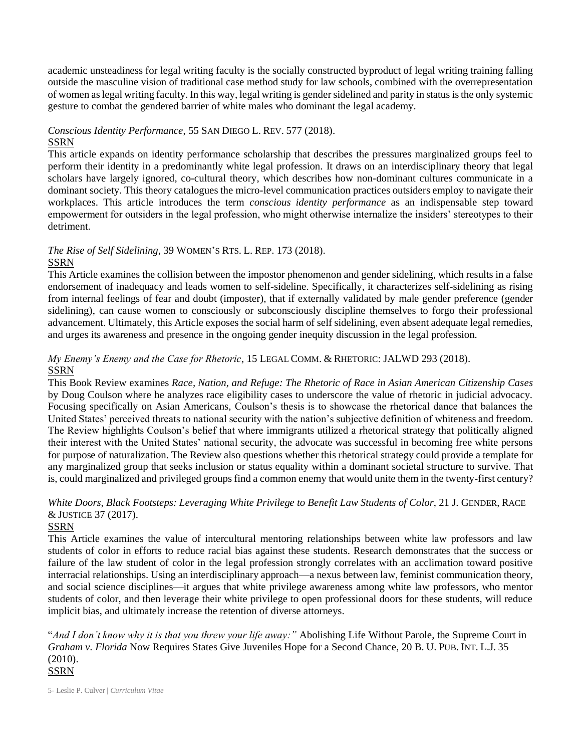academic unsteadiness for legal writing faculty is the socially constructed byproduct of legal writing training falling outside the masculine vision of traditional case method study for law schools, combined with the overrepresentation of women as legal writing faculty. In this way, legal writing is gender sidelined and parity in status is the only systemic gesture to combat the gendered barrier of white males who dominant the legal academy.

*Conscious Identity Performance*, 55 SAN DIEGO L. REV. 577 (2018).
SSRN
This article expands on identity performance scholarship that describes the pressures marginalized groups feel to perform their identity in a predominantly white legal profession. It draws on an interdisciplinary theory that legal scholars have largely ignored, co-cultural theory, which describes how non-dominant cultures communicate in a dominant society. This theory catalogues the micro-level communication practices outsiders employ to navigate their workplaces. This article introduces the term *conscious identity performance* as an indispensable step toward empowerment for outsiders in the legal profession, who might otherwise internalize the insiders' stereotypes to their detriment.

*The Rise of Self Sidelining*, 39 WOMEN'S RTS. L. REP. 173 (2018).
SSRN
This Article examines the collision between the impostor phenomenon and gender sidelining, which results in a false endorsement of inadequacy and leads women to self-sideline. Specifically, it characterizes self-sidelining as rising from internal feelings of fear and doubt (imposter), that if externally validated by male gender preference (gender sidelining), can cause women to consciously or subconsciously discipline themselves to forgo their professional advancement. Ultimately, this Article exposes the social harm of self sidelining, even absent adequate legal remedies, and urges its awareness and presence in the ongoing gender inequity discussion in the legal profession.

*My Enemy's Enemy and the Case for Rhetoric*, 15 LEGAL COMM. & RHETORIC: JALWD 293 (2018).
SSRN
This Book Review examines *Race, Nation, and Refuge: The Rhetoric of Race in Asian American Citizenship Cases* by Doug Coulson where he analyzes race eligibility cases to underscore the value of rhetoric in judicial advocacy. Focusing specifically on Asian Americans, Coulson's thesis is to showcase the rhetorical dance that balances the United States' perceived threats to national security with the nation's subjective definition of whiteness and freedom. The Review highlights Coulson's belief that where immigrants utilized a rhetorical strategy that politically aligned their interest with the United States' national security, the advocate was successful in becoming free white persons for purpose of naturalization. The Review also questions whether this rhetorical strategy could provide a template for any marginalized group that seeks inclusion or status equality within a dominant societal structure to survive. That is, could marginalized and privileged groups find a common enemy that would unite them in the twenty-first century?

*White Doors, Black Footsteps: Leveraging White Privilege to Benefit Law Students of Color*, 21 J. GENDER, RACE & JUSTICE 37 (2017).
SSRN
This Article examines the value of intercultural mentoring relationships between white law professors and law students of color in efforts to reduce racial bias against these students. Research demonstrates that the success or failure of the law student of color in the legal profession strongly correlates with an acclimation toward positive interracial relationships. Using an interdisciplinary approach—a nexus between law, feminist communication theory, and social science disciplines—it argues that white privilege awareness among white law professors, who mentor students of color, and then leverage their white privilege to open professional doors for these students, will reduce implicit bias, and ultimately increase the retention of diverse attorneys.

"*And I don't know why it is that you threw your life away:"* Abolishing Life Without Parole, the Supreme Court in *Graham v. Florida* Now Requires States Give Juveniles Hope for a Second Chance, 20 B. U. PUB. INT. L.J. 35 (2010).
SSRN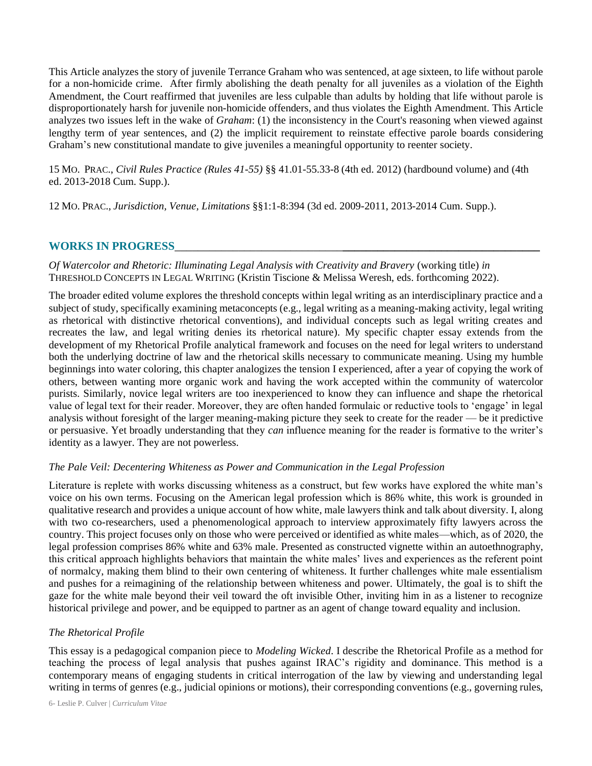This Article analyzes the story of juvenile Terrance Graham who was sentenced, at age sixteen, to life without parole for a non-homicide crime. After firmly abolishing the death penalty for all juveniles as a violation of the Eighth Amendment, the Court reaffirmed that juveniles are less culpable than adults by holding that life without parole is disproportionately harsh for juvenile non-homicide offenders, and thus violates the Eighth Amendment. This Article analyzes two issues left in the wake of *Graham*: (1) the inconsistency in the Court's reasoning when viewed against lengthy term of year sentences, and (2) the implicit requirement to reinstate effective parole boards considering Graham's new constitutional mandate to give juveniles a meaningful opportunity to reenter society.

15 MO. PRAC., *Civil Rules Practice (Rules 41-55)* §§ 41.01-55.33-8 (4th ed. 2012) (hardbound volume) and (4th ed. 2013-2018 Cum. Supp.).

12 MO. PRAC., *Jurisdiction, Venue, Limitations* §§1:1-8:394 (3d ed. 2009-2011, 2013-2014 Cum. Supp.).

## WORKS IN PROGRESS

*Of Watercolor and Rhetoric: Illuminating Legal Analysis with Creativity and Bravery* (working title) *in* THRESHOLD CONCEPTS IN LEGAL WRITING (Kristin Tiscione & Melissa Weresh, eds. forthcoming 2022).

The broader edited volume explores the threshold concepts within legal writing as an interdisciplinary practice and a subject of study, specifically examining metaconcepts (e.g., legal writing as a meaning-making activity, legal writing as rhetorical with distinctive rhetorical conventions), and individual concepts such as legal writing creates and recreates the law, and legal writing denies its rhetorical nature). My specific chapter essay extends from the development of my Rhetorical Profile analytical framework and focuses on the need for legal writers to understand both the underlying doctrine of law and the rhetorical skills necessary to communicate meaning. Using my humble beginnings into water coloring, this chapter analogizes the tension I experienced, after a year of copying the work of others, between wanting more organic work and having the work accepted within the community of watercolor purists. Similarly, novice legal writers are too inexperienced to know they can influence and shape the rhetorical value of legal text for their reader. Moreover, they are often handed formulaic or reductive tools to 'engage' in legal analysis without foresight of the larger meaning-making picture they seek to create for the reader — be it predictive or persuasive. Yet broadly understanding that they *can* influence meaning for the reader is formative to the writer's identity as a lawyer. They are not powerless.

*The Pale Veil: Decentering Whiteness as Power and Communication in the Legal Profession*

Literature is replete with works discussing whiteness as a construct, but few works have explored the white man's voice on his own terms. Focusing on the American legal profession which is 86% white, this work is grounded in qualitative research and provides a unique account of how white, male lawyers think and talk about diversity. I, along with two co-researchers, used a phenomenological approach to interview approximately fifty lawyers across the country. This project focuses only on those who were perceived or identified as white males—which, as of 2020, the legal profession comprises 86% white and 63% male. Presented as constructed vignette within an autoethnography, this critical approach highlights behaviors that maintain the white males' lives and experiences as the referent point of normalcy, making them blind to their own centering of whiteness. It further challenges white male essentialism and pushes for a reimagining of the relationship between whiteness and power. Ultimately, the goal is to shift the gaze for the white male beyond their veil toward the oft invisible Other, inviting him in as a listener to recognize historical privilege and power, and be equipped to partner as an agent of change toward equality and inclusion.

*The Rhetorical Profile*

This essay is a pedagogical companion piece to *Modeling Wicked*. I describe the Rhetorical Profile as a method for teaching the process of legal analysis that pushes against IRAC's rigidity and dominance. This method is a contemporary means of engaging students in critical interrogation of the law by viewing and understanding legal writing in terms of genres (e.g., judicial opinions or motions), their corresponding conventions (e.g., governing rules,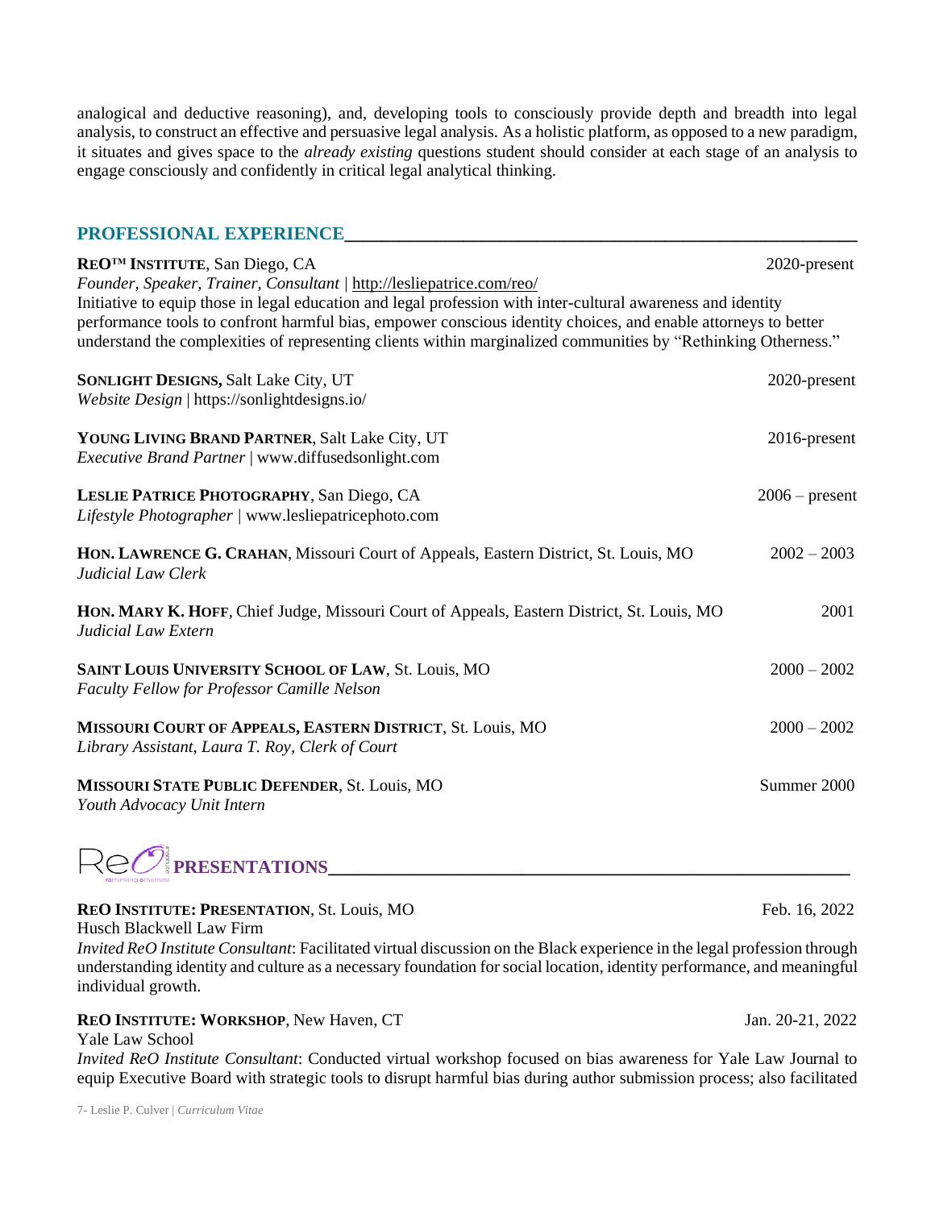analogical and deductive reasoning), and, developing tools to consciously provide depth and breadth into legal analysis, to construct an effective and persuasive legal analysis. As a holistic platform, as opposed to a new paradigm, it situates and gives space to the *already existing* questions student should consider at each stage of an analysis to engage consciously and confidently in critical legal analytical thinking.

## PROFESSIONAL EXPERIENCE

**REO™ INSTITUTE**, San Diego, CA — 2020-present
*Founder, Speaker, Trainer, Consultant* | http://lesliepatrice.com/reo/
Initiative to equip those in legal education and legal profession with inter-cultural awareness and identity performance tools to confront harmful bias, empower conscious identity choices, and enable attorneys to better understand the complexities of representing clients within marginalized communities by "Rethinking Otherness."

**SONLIGHT DESIGNS,** Salt Lake City, UT — 2020-present
*Website Design* | https://sonlightdesigns.io/

**YOUNG LIVING BRAND PARTNER**, Salt Lake City, UT — 2016-present
*Executive Brand Partner* | www.diffusedsonlight.com

**LESLIE PATRICE PHOTOGRAPHY**, San Diego, CA — 2006 – present
*Lifestyle Photographer* | www.lesliepatricephoto.com

**HON. LAWRENCE G. CRAHAN**, Missouri Court of Appeals, Eastern District, St. Louis, MO — 2002 – 2003
*Judicial Law Clerk*

**HON. MARY K. HOFF**, Chief Judge, Missouri Court of Appeals, Eastern District, St. Louis, MO — 2001
*Judicial Law Extern*

**SAINT LOUIS UNIVERSITY SCHOOL OF LAW**, St. Louis, MO — 2000 – 2002
*Faculty Fellow for Professor Camille Nelson*

**MISSOURI COURT OF APPEALS, EASTERN DISTRICT**, St. Louis, MO — 2000 – 2002
*Library Assistant, Laura T. Roy, Clerk of Court*

**MISSOURI STATE PUBLIC DEFENDER**, St. Louis, MO — Summer 2000
*Youth Advocacy Unit Intern*

## PRESENTATIONS

**REO INSTITUTE: PRESENTATION**, St. Louis, MO — Feb. 16, 2022
Husch Blackwell Law Firm
*Invited ReO Institute Consultant*: Facilitated virtual discussion on the Black experience in the legal profession through understanding identity and culture as a necessary foundation for social location, identity performance, and meaningful individual growth.

**REO INSTITUTE: WORKSHOP**, New Haven, CT — Jan. 20-21, 2022
Yale Law School
*Invited ReO Institute Consultant*: Conducted virtual workshop focused on bias awareness for Yale Law Journal to equip Executive Board with strategic tools to disrupt harmful bias during author submission process; also facilitated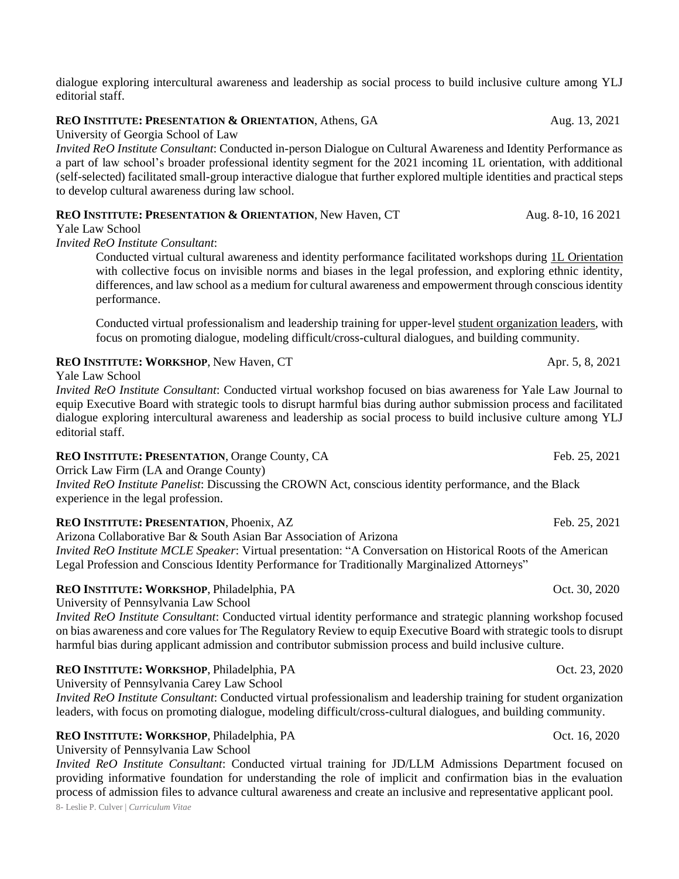dialogue exploring intercultural awareness and leadership as social process to build inclusive culture among YLJ editorial staff.

**REO INSTITUTE: PRESENTATION & ORIENTATION**, Athens, GA — Aug. 13, 2021

University of Georgia School of Law

*Invited ReO Institute Consultant*: Conducted in-person Dialogue on Cultural Awareness and Identity Performance as a part of law school's broader professional identity segment for the 2021 incoming 1L orientation, with additional (self-selected) facilitated small-group interactive dialogue that further explored multiple identities and practical steps to develop cultural awareness during law school.

**REO INSTITUTE: PRESENTATION & ORIENTATION**, New Haven, CT — Aug. 8-10, 16 2021

Yale Law School

*Invited ReO Institute Consultant*:

Conducted virtual cultural awareness and identity performance facilitated workshops during 1L Orientation with collective focus on invisible norms and biases in the legal profession, and exploring ethnic identity, differences, and law school as a medium for cultural awareness and empowerment through conscious identity performance.

Conducted virtual professionalism and leadership training for upper-level student organization leaders, with focus on promoting dialogue, modeling difficult/cross-cultural dialogues, and building community.

**REO INSTITUTE: WORKSHOP**, New Haven, CT — Apr. 5, 8, 2021

Yale Law School

*Invited ReO Institute Consultant*: Conducted virtual workshop focused on bias awareness for Yale Law Journal to equip Executive Board with strategic tools to disrupt harmful bias during author submission process and facilitated dialogue exploring intercultural awareness and leadership as social process to build inclusive culture among YLJ editorial staff.

**REO INSTITUTE: PRESENTATION**, Orange County, CA — Feb. 25, 2021

Orrick Law Firm (LA and Orange County)

*Invited ReO Institute Panelist*: Discussing the CROWN Act, conscious identity performance, and the Black experience in the legal profession.

**REO INSTITUTE: PRESENTATION**, Phoenix, AZ — Feb. 25, 2021

Arizona Collaborative Bar & South Asian Bar Association of Arizona

*Invited ReO Institute MCLE Speaker*: Virtual presentation: "A Conversation on Historical Roots of the American Legal Profession and Conscious Identity Performance for Traditionally Marginalized Attorneys"

**REO INSTITUTE: WORKSHOP**, Philadelphia, PA — Oct. 30, 2020

University of Pennsylvania Law School

*Invited ReO Institute Consultant*: Conducted virtual identity performance and strategic planning workshop focused on bias awareness and core values for The Regulatory Review to equip Executive Board with strategic tools to disrupt harmful bias during applicant admission and contributor submission process and build inclusive culture.

**REO INSTITUTE: WORKSHOP**, Philadelphia, PA — Oct. 23, 2020

University of Pennsylvania Carey Law School

*Invited ReO Institute Consultant*: Conducted virtual professionalism and leadership training for student organization leaders, with focus on promoting dialogue, modeling difficult/cross-cultural dialogues, and building community.

**REO INSTITUTE: WORKSHOP**, Philadelphia, PA — Oct. 16, 2020

University of Pennsylvania Law School

*Invited ReO Institute Consultant*: Conducted virtual training for JD/LLM Admissions Department focused on providing informative foundation for understanding the role of implicit and confirmation bias in the evaluation process of admission files to advance cultural awareness and create an inclusive and representative applicant pool.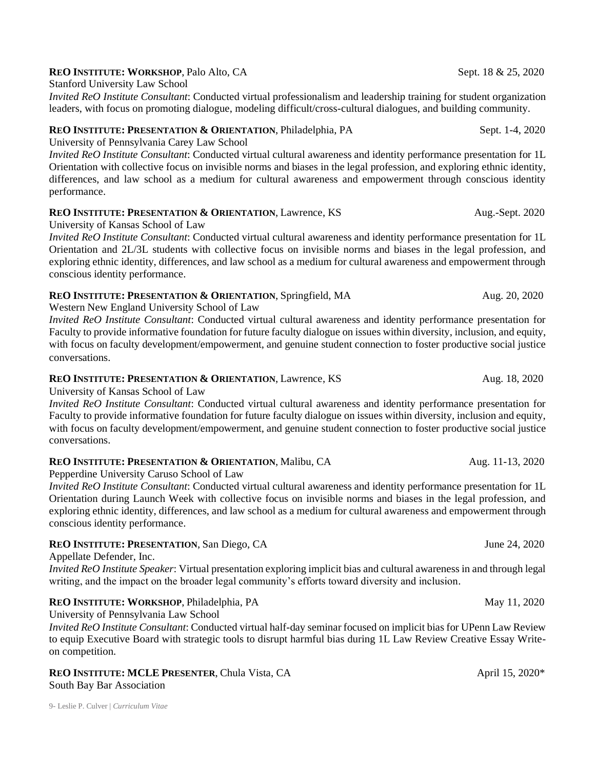**REO INSTITUTE: WORKSHOP**, Palo Alto, CA Sept. 18 & 25, 2020
Stanford University Law School
*Invited ReO Institute Consultant*: Conducted virtual professionalism and leadership training for student organization leaders, with focus on promoting dialogue, modeling difficult/cross-cultural dialogues, and building community.

**REO INSTITUTE: PRESENTATION & ORIENTATION**, Philadelphia, PA Sept. 1-4, 2020
University of Pennsylvania Carey Law School
*Invited ReO Institute Consultant*: Conducted virtual cultural awareness and identity performance presentation for 1L Orientation with collective focus on invisible norms and biases in the legal profession, and exploring ethnic identity, differences, and law school as a medium for cultural awareness and empowerment through conscious identity performance.

**REO INSTITUTE: PRESENTATION & ORIENTATION**, Lawrence, KS Aug.-Sept. 2020
University of Kansas School of Law
*Invited ReO Institute Consultant*: Conducted virtual cultural awareness and identity performance presentation for 1L Orientation and 2L/3L students with collective focus on invisible norms and biases in the legal profession, and exploring ethnic identity, differences, and law school as a medium for cultural awareness and empowerment through conscious identity performance.

**REO INSTITUTE: PRESENTATION & ORIENTATION**, Springfield, MA Aug. 20, 2020
Western New England University School of Law
*Invited ReO Institute Consultant*: Conducted virtual cultural awareness and identity performance presentation for Faculty to provide informative foundation for future faculty dialogue on issues within diversity, inclusion, and equity, with focus on faculty development/empowerment, and genuine student connection to foster productive social justice conversations.

**REO INSTITUTE: PRESENTATION & ORIENTATION**, Lawrence, KS Aug. 18, 2020
University of Kansas School of Law
*Invited ReO Institute Consultant*: Conducted virtual cultural awareness and identity performance presentation for Faculty to provide informative foundation for future faculty dialogue on issues within diversity, inclusion and equity, with focus on faculty development/empowerment, and genuine student connection to foster productive social justice conversations.

**REO INSTITUTE: PRESENTATION & ORIENTATION**, Malibu, CA Aug. 11-13, 2020
Pepperdine University Caruso School of Law
*Invited ReO Institute Consultant*: Conducted virtual cultural awareness and identity performance presentation for 1L Orientation during Launch Week with collective focus on invisible norms and biases in the legal profession, and exploring ethnic identity, differences, and law school as a medium for cultural awareness and empowerment through conscious identity performance.

**REO INSTITUTE: PRESENTATION**, San Diego, CA June 24, 2020
Appellate Defender, Inc.
*Invited ReO Institute Speaker*: Virtual presentation exploring implicit bias and cultural awareness in and through legal writing, and the impact on the broader legal community's efforts toward diversity and inclusion.

**REO INSTITUTE: WORKSHOP**, Philadelphia, PA May 11, 2020
University of Pennsylvania Law School
*Invited ReO Institute Consultant*: Conducted virtual half-day seminar focused on implicit bias for UPenn Law Review to equip Executive Board with strategic tools to disrupt harmful bias during 1L Law Review Creative Essay Write-on competition.

**REO INSTITUTE: MCLE PRESENTER**, Chula Vista, CA April 15, 2020*
South Bay Bar Association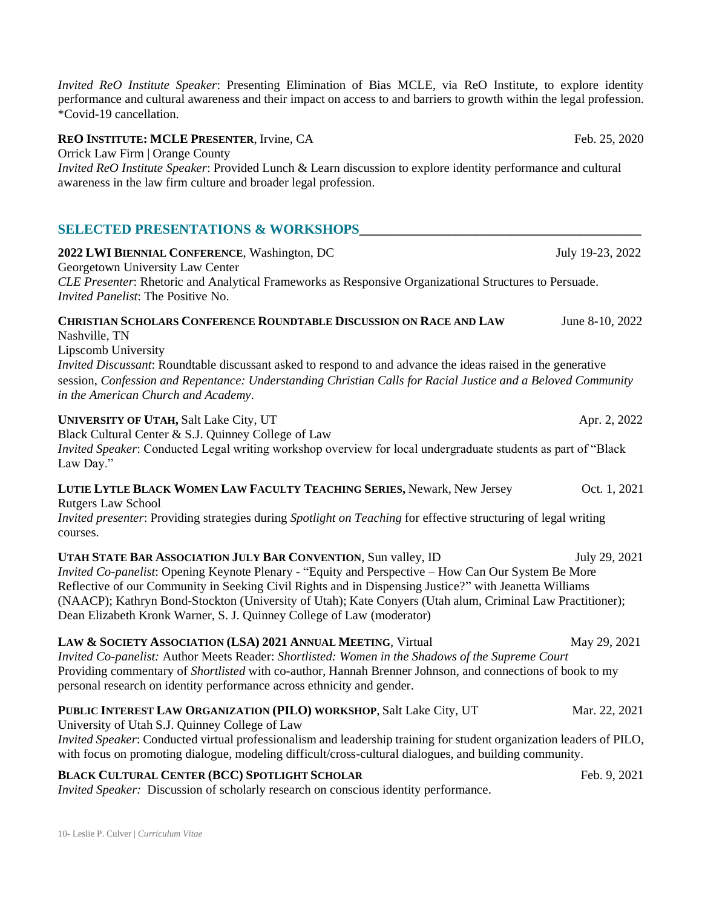*Invited ReO Institute Speaker*: Presenting Elimination of Bias MCLE, via ReO Institute, to explore identity performance and cultural awareness and their impact on access to and barriers to growth within the legal profession. *Covid-19 cancellation.

**REO INSTITUTE: MCLE PRESENTER**, Irvine, CA — Feb. 25, 2020
Orrick Law Firm | Orange County
*Invited ReO Institute Speaker*: Provided Lunch & Learn discussion to explore identity performance and cultural awareness in the law firm culture and broader legal profession.

## SELECTED PRESENTATIONS & WORKSHOPS

**2022 LWI BIENNIAL CONFERENCE**, Washington, DC — July 19-23, 2022
Georgetown University Law Center
*CLE Presenter*: Rhetoric and Analytical Frameworks as Responsive Organizational Structures to Persuade.
*Invited Panelist*: The Positive No.

**CHRISTIAN SCHOLARS CONFERENCE ROUNDTABLE DISCUSSION ON RACE AND LAW** — June 8-10, 2022
Nashville, TN
Lipscomb University
*Invited Discussant*: Roundtable discussant asked to respond to and advance the ideas raised in the generative session, *Confession and Repentance: Understanding Christian Calls for Racial Justice and a Beloved Community in the American Church and Academy*.

**UNIVERSITY OF UTAH,** Salt Lake City, UT — Apr. 2, 2022
Black Cultural Center & S.J. Quinney College of Law
*Invited Speaker*: Conducted Legal writing workshop overview for local undergraduate students as part of "Black Law Day."

**LUTIE LYTLE BLACK WOMEN LAW FACULTY TEACHING SERIES,** Newark, New Jersey — Oct. 1, 2021
Rutgers Law School
*Invited presenter*: Providing strategies during *Spotlight on Teaching* for effective structuring of legal writing courses.

**UTAH STATE BAR ASSOCIATION JULY BAR CONVENTION**, Sun valley, ID — July 29, 2021
*Invited Co-panelist*: Opening Keynote Plenary - "Equity and Perspective – How Can Our System Be More Reflective of our Community in Seeking Civil Rights and in Dispensing Justice?" with Jeanetta Williams (NAACP); Kathryn Bond-Stockton (University of Utah); Kate Conyers (Utah alum, Criminal Law Practitioner); Dean Elizabeth Kronk Warner, S. J. Quinney College of Law (moderator)

**LAW & SOCIETY ASSOCIATION (LSA) 2021 ANNUAL MEETING**, Virtual — May 29, 2021
*Invited Co-panelist:* Author Meets Reader: *Shortlisted: Women in the Shadows of the Supreme Court*
Providing commentary of *Shortlisted* with co-author, Hannah Brenner Johnson, and connections of book to my personal research on identity performance across ethnicity and gender.

**PUBLIC INTEREST LAW ORGANIZATION (PILO) WORKSHOP**, Salt Lake City, UT — Mar. 22, 2021
University of Utah S.J. Quinney College of Law
*Invited Speaker*: Conducted virtual professionalism and leadership training for student organization leaders of PILO, with focus on promoting dialogue, modeling difficult/cross-cultural dialogues, and building community.

**BLACK CULTURAL CENTER (BCC) SPOTLIGHT SCHOLAR** — Feb. 9, 2021
*Invited Speaker:* Discussion of scholarly research on conscious identity performance.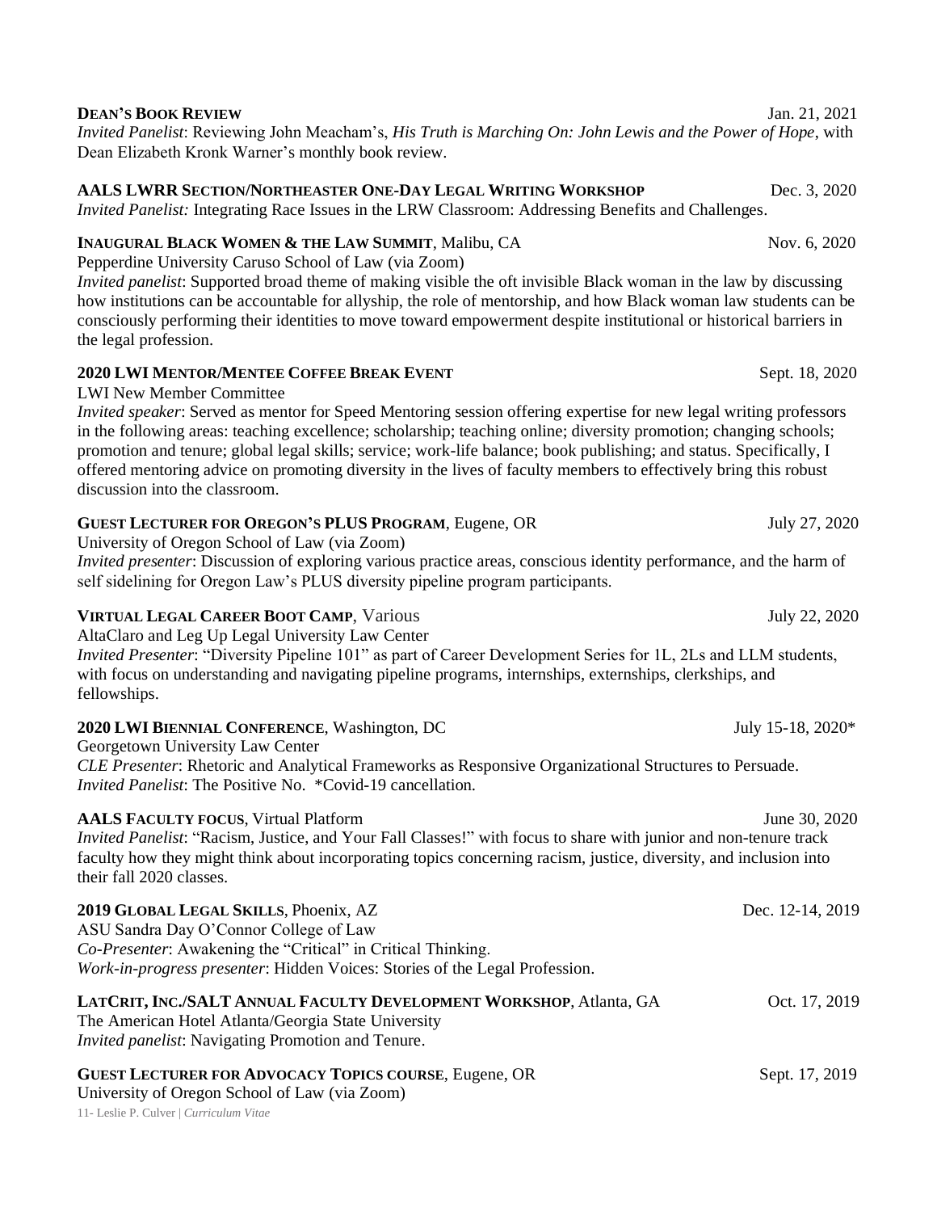**DEAN'S BOOK REVIEW** Jan. 21, 2021
*Invited Panelist*: Reviewing John Meacham's, *His Truth is Marching On: John Lewis and the Power of Hope*, with Dean Elizabeth Kronk Warner's monthly book review.

**AALS LWRR SECTION/NORTHEASTER ONE-DAY LEGAL WRITING WORKSHOP** Dec. 3, 2020
*Invited Panelist:* Integrating Race Issues in the LRW Classroom: Addressing Benefits and Challenges.

**INAUGURAL BLACK WOMEN & THE LAW SUMMIT**, Malibu, CA Nov. 6, 2020
Pepperdine University Caruso School of Law (via Zoom)
*Invited panelist*: Supported broad theme of making visible the oft invisible Black woman in the law by discussing how institutions can be accountable for allyship, the role of mentorship, and how Black woman law students can be consciously performing their identities to move toward empowerment despite institutional or historical barriers in the legal profession.

**2020 LWI MENTOR/MENTEE COFFEE BREAK EVENT** Sept. 18, 2020
LWI New Member Committee
*Invited speaker*: Served as mentor for Speed Mentoring session offering expertise for new legal writing professors in the following areas: teaching excellence; scholarship; teaching online; diversity promotion; changing schools; promotion and tenure; global legal skills; service; work-life balance; book publishing; and status. Specifically, I offered mentoring advice on promoting diversity in the lives of faculty members to effectively bring this robust discussion into the classroom.

**GUEST LECTURER FOR OREGON'S PLUS PROGRAM**, Eugene, OR July 27, 2020
University of Oregon School of Law (via Zoom)
*Invited presenter*: Discussion of exploring various practice areas, conscious identity performance, and the harm of self sidelining for Oregon Law's PLUS diversity pipeline program participants.

**VIRTUAL LEGAL CAREER BOOT CAMP**, Various July 22, 2020
AltaClaro and Leg Up Legal University Law Center
*Invited Presenter*: "Diversity Pipeline 101" as part of Career Development Series for 1L, 2Ls and LLM students, with focus on understanding and navigating pipeline programs, internships, externships, clerkships, and fellowships.

**2020 LWI BIENNIAL CONFERENCE**, Washington, DC July 15-18, 2020*
Georgetown University Law Center
*CLE Presenter*: Rhetoric and Analytical Frameworks as Responsive Organizational Structures to Persuade.
*Invited Panelist*: The Positive No. *Covid-19 cancellation.

**AALS FACULTY FOCUS**, Virtual Platform June 30, 2020
*Invited Panelist*: "Racism, Justice, and Your Fall Classes!" with focus to share with junior and non-tenure track faculty how they might think about incorporating topics concerning racism, justice, diversity, and inclusion into their fall 2020 classes.

**2019 GLOBAL LEGAL SKILLS**, Phoenix, AZ Dec. 12-14, 2019
ASU Sandra Day O'Connor College of Law
*Co-Presenter*: Awakening the "Critical" in Critical Thinking.
*Work-in-progress presenter*: Hidden Voices: Stories of the Legal Profession.

**LATCRIT, INC./SALT ANNUAL FACULTY DEVELOPMENT WORKSHOP**, Atlanta, GA Oct. 17, 2019
The American Hotel Atlanta/Georgia State University
*Invited panelist*: Navigating Promotion and Tenure.

**GUEST LECTURER FOR ADVOCACY TOPICS COURSE**, Eugene, OR Sept. 17, 2019
University of Oregon School of Law (via Zoom)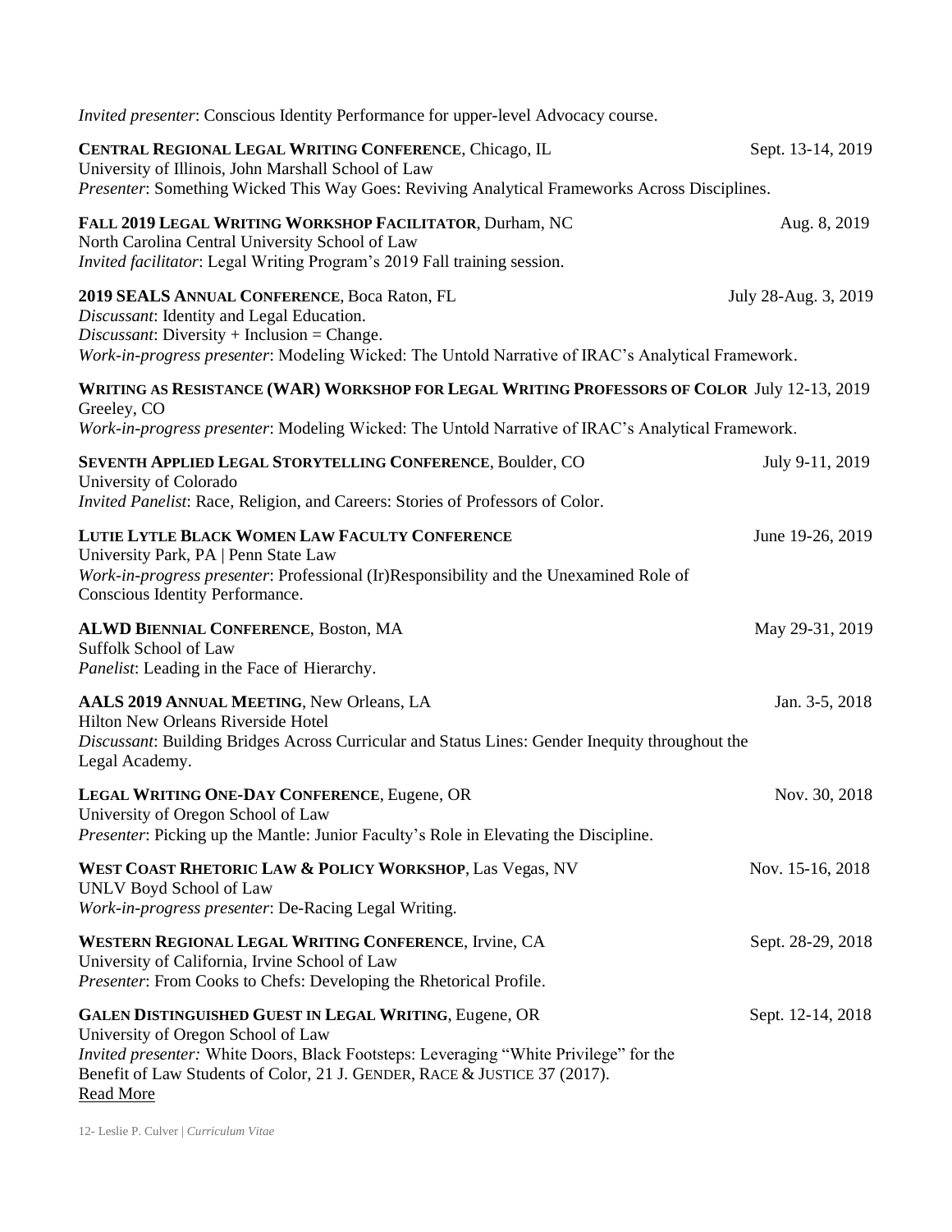*Invited presenter*: Conscious Identity Performance for upper-level Advocacy course.

**CENTRAL REGIONAL LEGAL WRITING CONFERENCE**, Chicago, IL — Sept. 13-14, 2019
University of Illinois, John Marshall School of Law
*Presenter*: Something Wicked This Way Goes: Reviving Analytical Frameworks Across Disciplines.

**FALL 2019 LEGAL WRITING WORKSHOP FACILITATOR**, Durham, NC — Aug. 8, 2019
North Carolina Central University School of Law
*Invited facilitator*: Legal Writing Program's 2019 Fall training session.

**2019 SEALS ANNUAL CONFERENCE**, Boca Raton, FL — July 28-Aug. 3, 2019
*Discussant*: Identity and Legal Education.
*Discussant*: Diversity + Inclusion = Change.
*Work-in-progress presenter*: Modeling Wicked: The Untold Narrative of IRAC's Analytical Framework.

**WRITING AS RESISTANCE (WAR) WORKSHOP FOR LEGAL WRITING PROFESSORS OF COLOR** — July 12-13, 2019
Greeley, CO
*Work-in-progress presenter*: Modeling Wicked: The Untold Narrative of IRAC's Analytical Framework.

**SEVENTH APPLIED LEGAL STORYTELLING CONFERENCE**, Boulder, CO — July 9-11, 2019
University of Colorado
*Invited Panelist*: Race, Religion, and Careers: Stories of Professors of Color.

**LUTIE LYTLE BLACK WOMEN LAW FACULTY CONFERENCE** — June 19-26, 2019
University Park, PA | Penn State Law
*Work-in-progress presenter*: Professional (Ir)Responsibility and the Unexamined Role of Conscious Identity Performance.

**ALWD BIENNIAL CONFERENCE**, Boston, MA — May 29-31, 2019
Suffolk School of Law
*Panelist*: Leading in the Face of Hierarchy.

**AALS 2019 ANNUAL MEETING**, New Orleans, LA — Jan. 3-5, 2018
Hilton New Orleans Riverside Hotel
*Discussant*: Building Bridges Across Curricular and Status Lines: Gender Inequity throughout the Legal Academy.

**LEGAL WRITING ONE-DAY CONFERENCE**, Eugene, OR — Nov. 30, 2018
University of Oregon School of Law
*Presenter*: Picking up the Mantle: Junior Faculty's Role in Elevating the Discipline.

**WEST COAST RHETORIC LAW & POLICY WORKSHOP**, Las Vegas, NV — Nov. 15-16, 2018
UNLV Boyd School of Law
*Work-in-progress presenter*: De-Racing Legal Writing.

**WESTERN REGIONAL LEGAL WRITING CONFERENCE**, Irvine, CA — Sept. 28-29, 2018
University of California, Irvine School of Law
*Presenter*: From Cooks to Chefs: Developing the Rhetorical Profile.

**GALEN DISTINGUISHED GUEST IN LEGAL WRITING**, Eugene, OR — Sept. 12-14, 2018
University of Oregon School of Law
*Invited presenter:* White Doors, Black Footsteps: Leveraging "White Privilege" for the Benefit of Law Students of Color, 21 J. GENDER, RACE & JUSTICE 37 (2017).
Read More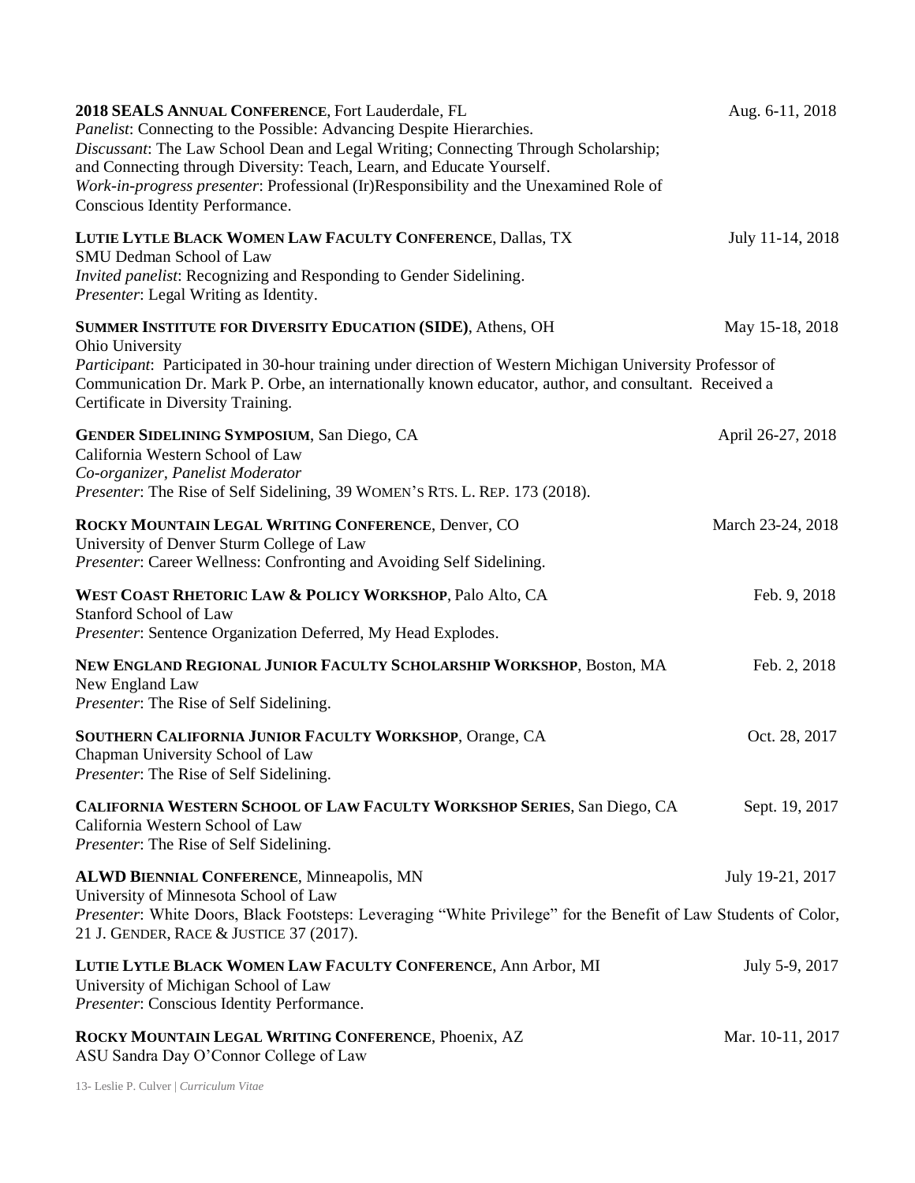**2018 SEALS ANNUAL CONFERENCE**, Fort Lauderdale, FL — Aug. 6-11, 2018
*Panelist*: Connecting to the Possible: Advancing Despite Hierarchies.
*Discussant*: The Law School Dean and Legal Writing; Connecting Through Scholarship; and Connecting through Diversity: Teach, Learn, and Educate Yourself.
*Work-in-progress presenter*: Professional (Ir)Responsibility and the Unexamined Role of Conscious Identity Performance.

**LUTIE LYTLE BLACK WOMEN LAW FACULTY CONFERENCE**, Dallas, TX — July 11-14, 2018
SMU Dedman School of Law
*Invited panelist*: Recognizing and Responding to Gender Sidelining.
*Presenter*: Legal Writing as Identity.

**SUMMER INSTITUTE FOR DIVERSITY EDUCATION (SIDE)**, Athens, OH — May 15-18, 2018
Ohio University
*Participant*: Participated in 30-hour training under direction of Western Michigan University Professor of Communication Dr. Mark P. Orbe, an internationally known educator, author, and consultant. Received a Certificate in Diversity Training.

**GENDER SIDELINING SYMPOSIUM**, San Diego, CA — April 26-27, 2018
California Western School of Law
*Co-organizer, Panelist Moderator*
*Presenter*: The Rise of Self Sidelining, 39 WOMEN'S RTS. L. REP. 173 (2018).

**ROCKY MOUNTAIN LEGAL WRITING CONFERENCE**, Denver, CO — March 23-24, 2018
University of Denver Sturm College of Law
*Presenter*: Career Wellness: Confronting and Avoiding Self Sidelining.

**WEST COAST RHETORIC LAW & POLICY WORKSHOP**, Palo Alto, CA — Feb. 9, 2018
Stanford School of Law
*Presenter*: Sentence Organization Deferred, My Head Explodes.

**NEW ENGLAND REGIONAL JUNIOR FACULTY SCHOLARSHIP WORKSHOP**, Boston, MA — Feb. 2, 2018
New England Law
*Presenter*: The Rise of Self Sidelining.

**SOUTHERN CALIFORNIA JUNIOR FACULTY WORKSHOP**, Orange, CA — Oct. 28, 2017
Chapman University School of Law
*Presenter*: The Rise of Self Sidelining.

**CALIFORNIA WESTERN SCHOOL OF LAW FACULTY WORKSHOP SERIES**, San Diego, CA — Sept. 19, 2017
California Western School of Law
*Presenter*: The Rise of Self Sidelining.

**ALWD BIENNIAL CONFERENCE**, Minneapolis, MN — July 19-21, 2017
University of Minnesota School of Law
*Presenter*: White Doors, Black Footsteps: Leveraging "White Privilege" for the Benefit of Law Students of Color, 21 J. GENDER, RACE & JUSTICE 37 (2017).

**LUTIE LYTLE BLACK WOMEN LAW FACULTY CONFERENCE**, Ann Arbor, MI — July 5-9, 2017
University of Michigan School of Law
*Presenter*: Conscious Identity Performance.

**ROCKY MOUNTAIN LEGAL WRITING CONFERENCE**, Phoenix, AZ — Mar. 10-11, 2017
ASU Sandra Day O'Connor College of Law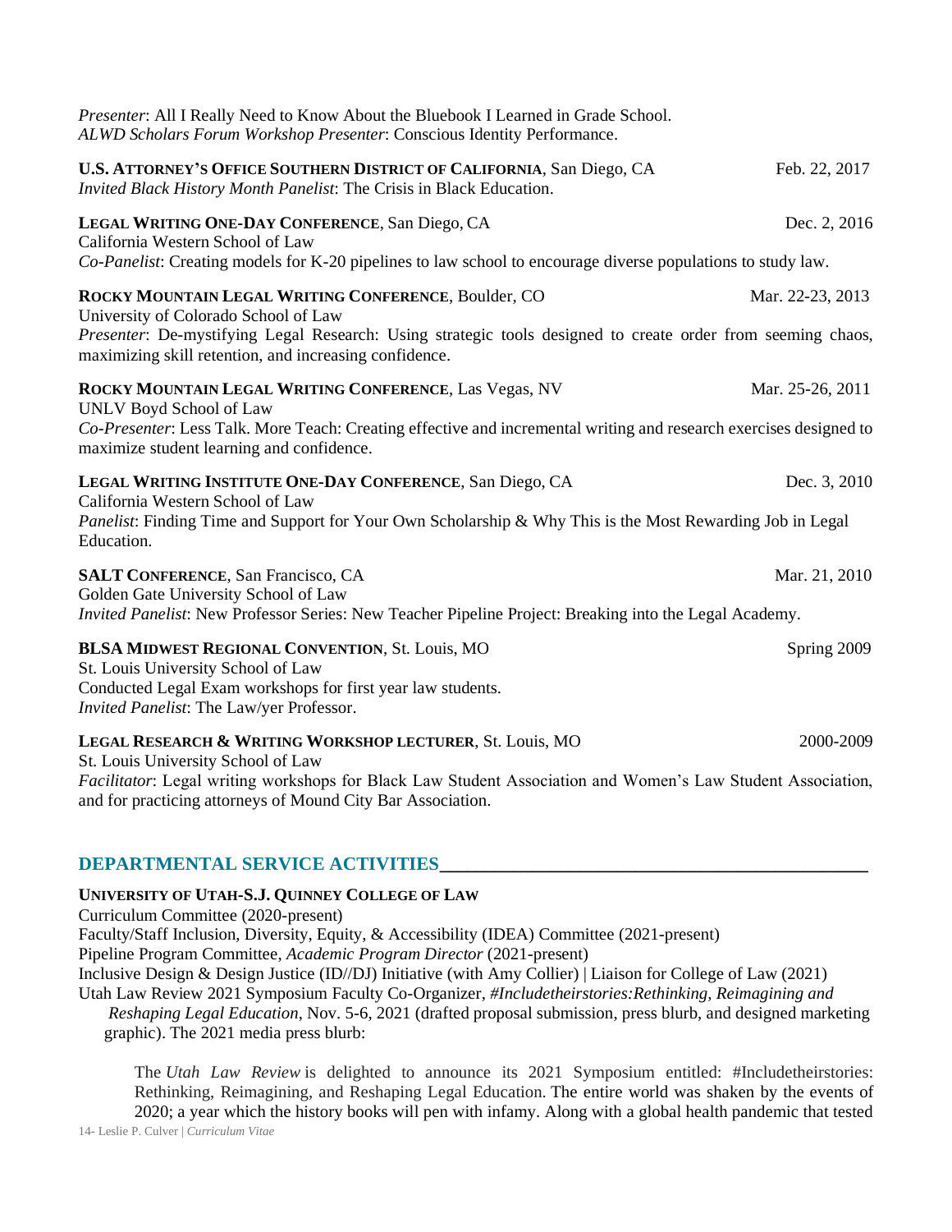*Presenter*: All I Really Need to Know About the Bluebook I Learned in Grade School.
*ALWD Scholars Forum Workshop Presenter*: Conscious Identity Performance.

**U.S. ATTORNEY'S OFFICE SOUTHERN DISTRICT OF CALIFORNIA**, San Diego, CA — Feb. 22, 2017
*Invited Black History Month Panelist*: The Crisis in Black Education.

**LEGAL WRITING ONE-DAY CONFERENCE**, San Diego, CA — Dec. 2, 2016
California Western School of Law
*Co-Panelist*: Creating models for K-20 pipelines to law school to encourage diverse populations to study law.

**ROCKY MOUNTAIN LEGAL WRITING CONFERENCE**, Boulder, CO — Mar. 22-23, 2013
University of Colorado School of Law
*Presenter*: De-mystifying Legal Research: Using strategic tools designed to create order from seeming chaos, maximizing skill retention, and increasing confidence.

**ROCKY MOUNTAIN LEGAL WRITING CONFERENCE**, Las Vegas, NV — Mar. 25-26, 2011
UNLV Boyd School of Law
*Co-Presenter*: Less Talk. More Teach: Creating effective and incremental writing and research exercises designed to maximize student learning and confidence.

**LEGAL WRITING INSTITUTE ONE-DAY CONFERENCE**, San Diego, CA — Dec. 3, 2010
California Western School of Law
*Panelist*: Finding Time and Support for Your Own Scholarship & Why This is the Most Rewarding Job in Legal Education.

**SALT CONFERENCE**, San Francisco, CA — Mar. 21, 2010
Golden Gate University School of Law
*Invited Panelist*: New Professor Series: New Teacher Pipeline Project: Breaking into the Legal Academy.

**BLSA MIDWEST REGIONAL CONVENTION**, St. Louis, MO — Spring 2009
St. Louis University School of Law
Conducted Legal Exam workshops for first year law students.
*Invited Panelist*: The Law/yer Professor.

**LEGAL RESEARCH & WRITING WORKSHOP LECTURER**, St. Louis, MO — 2000-2009
St. Louis University School of Law
*Facilitator*: Legal writing workshops for Black Law Student Association and Women's Law Student Association, and for practicing attorneys of Mound City Bar Association.

## DEPARTMENTAL SERVICE ACTIVITIES

**UNIVERSITY OF UTAH-S.J. QUINNEY COLLEGE OF LAW**

Curriculum Committee (2020-present)
Faculty/Staff Inclusion, Diversity, Equity, & Accessibility (IDEA) Committee (2021-present)
Pipeline Program Committee, *Academic Program Director* (2021-present)
Inclusive Design & Design Justice (ID//DJ) Initiative (with Amy Collier) | Liaison for College of Law (2021)
Utah Law Review 2021 Symposium Faculty Co-Organizer, *#Includetheirstories:Rethinking, Reimagining and Reshaping Legal Education*, Nov. 5-6, 2021 (drafted proposal submission, press blurb, and designed marketing graphic). The 2021 media press blurb:

> The *Utah Law Review* is delighted to announce its 2021 Symposium entitled: #Includetheirstories: Rethinking, Reimagining, and Reshaping Legal Education. The entire world was shaken by the events of 2020; a year which the history books will pen with infamy. Along with a global health pandemic that tested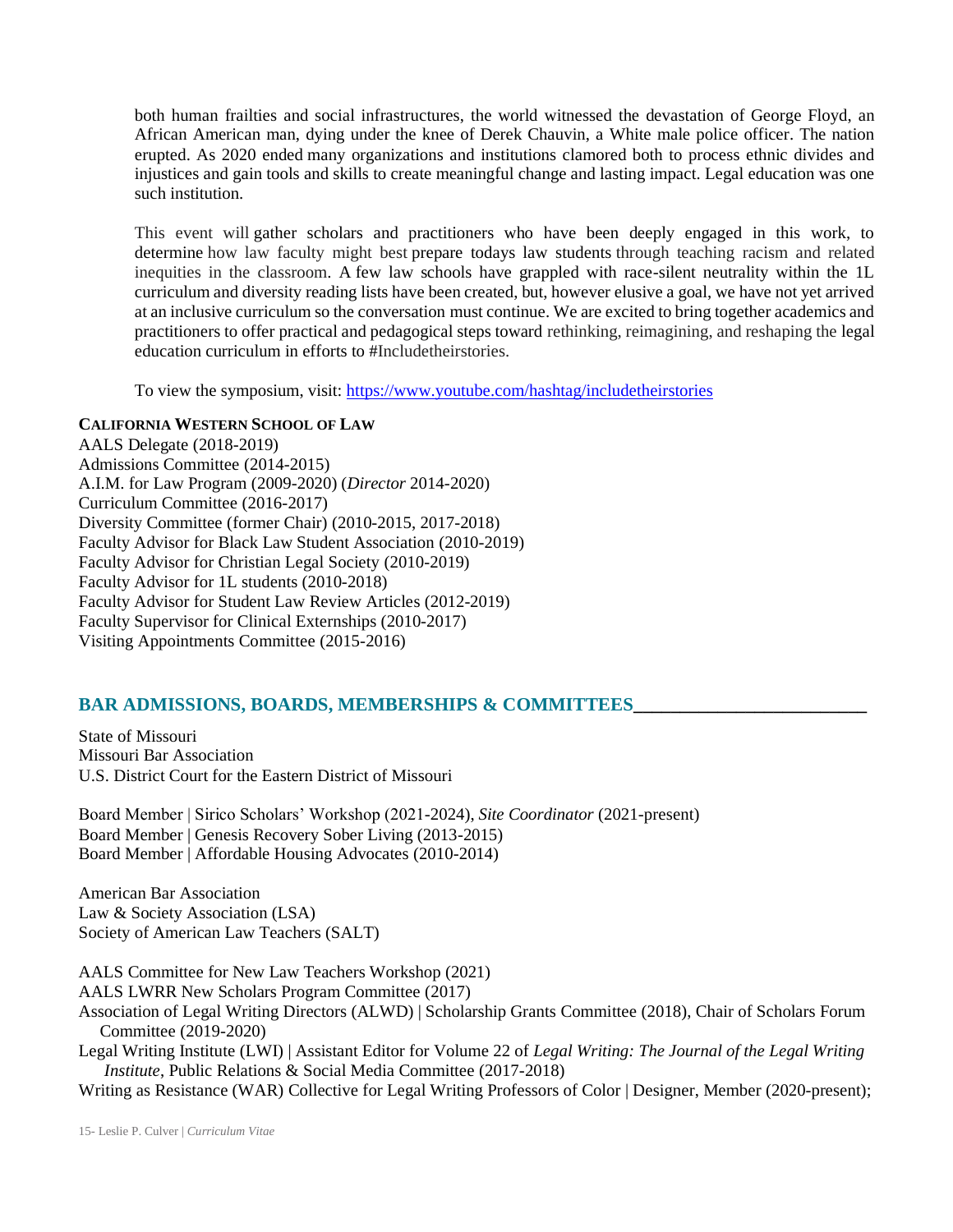both human frailties and social infrastructures, the world witnessed the devastation of George Floyd, an African American man, dying under the knee of Derek Chauvin, a White male police officer. The nation erupted. As 2020 ended many organizations and institutions clamored both to process ethnic divides and injustices and gain tools and skills to create meaningful change and lasting impact. Legal education was one such institution.

This event will gather scholars and practitioners who have been deeply engaged in this work, to determine how law faculty might best prepare todays law students through teaching racism and related inequities in the classroom. A few law schools have grappled with race-silent neutrality within the 1L curriculum and diversity reading lists have been created, but, however elusive a goal, we have not yet arrived at an inclusive curriculum so the conversation must continue. We are excited to bring together academics and practitioners to offer practical and pedagogical steps toward rethinking, reimagining, and reshaping the legal education curriculum in efforts to #Includetheirstories.

To view the symposium, visit: https://www.youtube.com/hashtag/includetheirstories

**CALIFORNIA WESTERN SCHOOL OF LAW**

AALS Delegate (2018-2019)
Admissions Committee (2014-2015)
A.I.M. for Law Program (2009-2020) (*Director* 2014-2020)
Curriculum Committee (2016-2017)
Diversity Committee (former Chair) (2010-2015, 2017-2018)
Faculty Advisor for Black Law Student Association (2010-2019)
Faculty Advisor for Christian Legal Society (2010-2019)
Faculty Advisor for 1L students (2010-2018)
Faculty Advisor for Student Law Review Articles (2012-2019)
Faculty Supervisor for Clinical Externships (2010-2017)
Visiting Appointments Committee (2015-2016)

## BAR ADMISSIONS, BOARDS, MEMBERSHIPS & COMMITTEES

State of Missouri
Missouri Bar Association
U.S. District Court for the Eastern District of Missouri

Board Member | Sirico Scholars' Workshop (2021-2024), *Site Coordinator* (2021-present)
Board Member | Genesis Recovery Sober Living (2013-2015)
Board Member | Affordable Housing Advocates (2010-2014)

American Bar Association
Law & Society Association (LSA)
Society of American Law Teachers (SALT)

AALS Committee for New Law Teachers Workshop (2021)
AALS LWRR New Scholars Program Committee (2017)
Association of Legal Writing Directors (ALWD) | Scholarship Grants Committee (2018), Chair of Scholars Forum Committee (2019-2020)
Legal Writing Institute (LWI) | Assistant Editor for Volume 22 of *Legal Writing: The Journal of the Legal Writing Institute*, Public Relations & Social Media Committee (2017-2018)
Writing as Resistance (WAR) Collective for Legal Writing Professors of Color | Designer, Member (2020-present);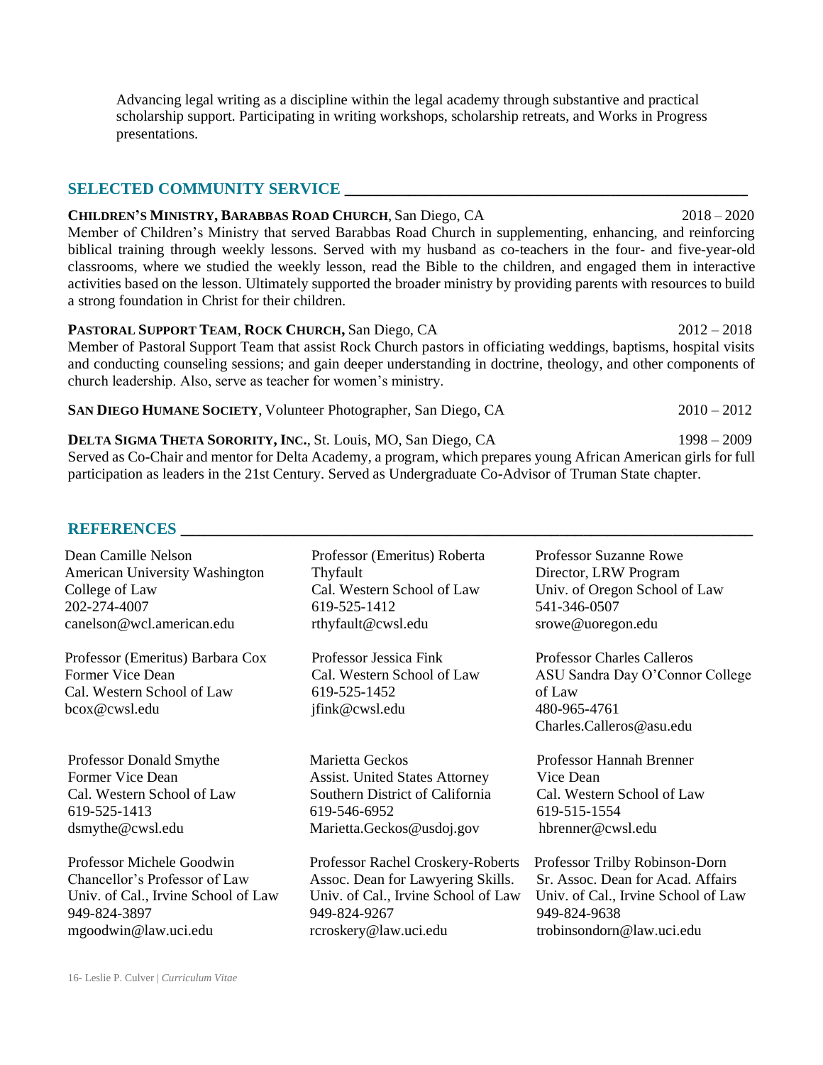Advancing legal writing as a discipline within the legal academy through substantive and practical scholarship support. Participating in writing workshops, scholarship retreats, and Works in Progress presentations.

## SELECTED COMMUNITY SERVICE

**CHILDREN'S MINISTRY, BARABBAS ROAD CHURCH**, San Diego, CA 2018 – 2020
Member of Children's Ministry that served Barabbas Road Church in supplementing, enhancing, and reinforcing biblical training through weekly lessons. Served with my husband as co-teachers in the four- and five-year-old classrooms, where we studied the weekly lesson, read the Bible to the children, and engaged them in interactive activities based on the lesson. Ultimately supported the broader ministry by providing parents with resources to build a strong foundation in Christ for their children.

**PASTORAL SUPPORT TEAM**, **ROCK CHURCH,** San Diego, CA 2012 – 2018
Member of Pastoral Support Team that assist Rock Church pastors in officiating weddings, baptisms, hospital visits and conducting counseling sessions; and gain deeper understanding in doctrine, theology, and other components of church leadership. Also, serve as teacher for women's ministry.

**SAN DIEGO HUMANE SOCIETY**, Volunteer Photographer, San Diego, CA 2010 – 2012

**DELTA SIGMA THETA SORORITY, INC.**, St. Louis, MO, San Diego, CA 1998 – 2009
Served as Co-Chair and mentor for Delta Academy, a program, which prepares young African American girls for full participation as leaders in the 21st Century. Served as Undergraduate Co-Advisor of Truman State chapter.

## REFERENCES

Dean Camille Nelson
American University Washington College of Law
202-274-4007
canelson@wcl.american.edu

Professor (Emeritus) Roberta Thyfault
Cal. Western School of Law
619-525-1412
rthyfault@cwsl.edu

Professor Suzanne Rowe
Director, LRW Program
Univ. of Oregon School of Law
541-346-0507
srowe@uoregon.edu

Professor (Emeritus) Barbara Cox
Former Vice Dean
Cal. Western School of Law
bcox@cwsl.edu

Professor Jessica Fink
Cal. Western School of Law
619-525-1452
jfink@cwsl.edu

Professor Charles Calleros
ASU Sandra Day O'Connor College of Law
480-965-4761
Charles.Calleros@asu.edu

Professor Donald Smythe
Former Vice Dean
Cal. Western School of Law
619-525-1413
dsmythe@cwsl.edu

Marietta Geckos
Assist. United States Attorney
Southern District of California
619-546-6952
Marietta.Geckos@usdoj.gov

Professor Hannah Brenner
Vice Dean
Cal. Western School of Law
619-515-1554
hbrenner@cwsl.edu

Professor Michele Goodwin
Chancellor's Professor of Law
Univ. of Cal., Irvine School of Law
949-824-3897
mgoodwin@law.uci.edu

Professor Rachel Croskery-Roberts
Assoc. Dean for Lawyering Skills.
Univ. of Cal., Irvine School of Law
949-824-9267
rcroskery@law.uci.edu

Professor Trilby Robinson-Dorn
Sr. Assoc. Dean for Acad. Affairs
Univ. of Cal., Irvine School of Law
949-824-9638
trobinsondorn@law.uci.edu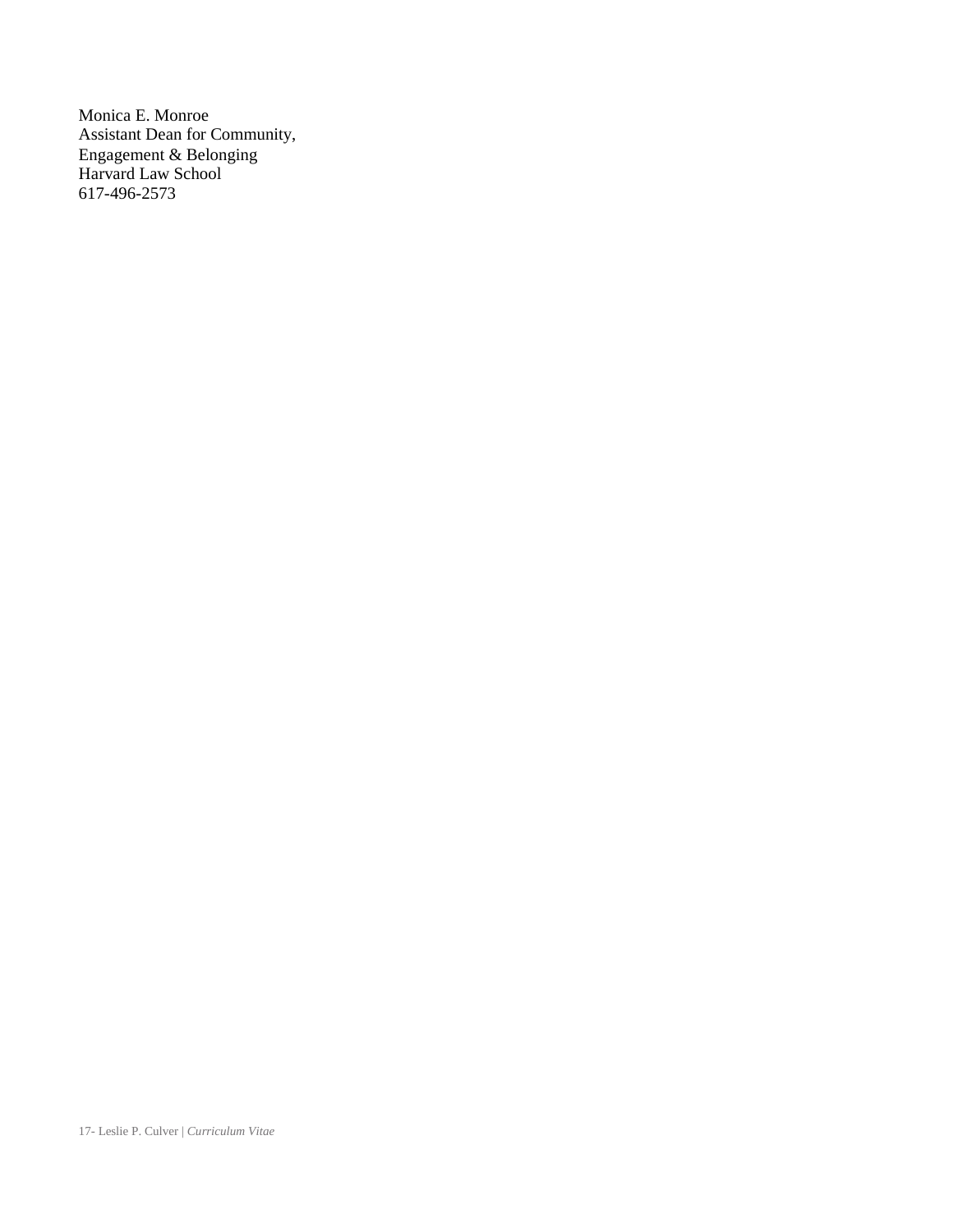Monica E. Monroe
Assistant Dean for Community,
Engagement & Belonging
Harvard Law School
617-496-2573